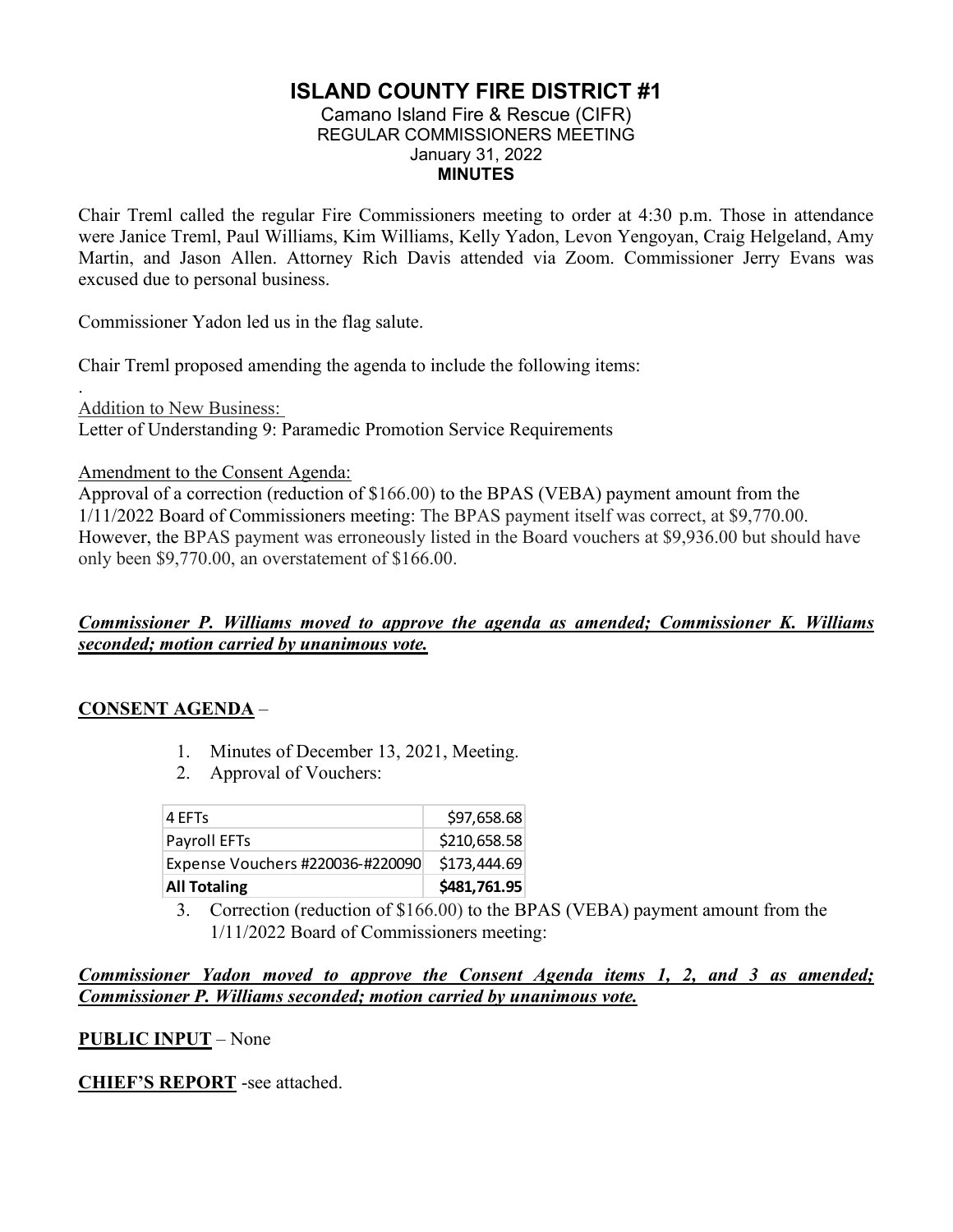# ISLAND COUNTY FIRE DISTRICT #1

Camano Island Fire & Rescue (CIFR)
REGULAR COMMISSIONERS MEETING
January 31, 2022
**MINUTES**

Chair Treml called the regular Fire Commissioners meeting to order at 4:30 p.m. Those in attendance were Janice Treml, Paul Williams, Kim Williams, Kelly Yadon, Levon Yengoyan, Craig Helgeland, Amy Martin, and Jason Allen. Attorney Rich Davis attended via Zoom. Commissioner Jerry Evans was excused due to personal business.

Commissioner Yadon led us in the flag salute.

Chair Treml proposed amending the agenda to include the following items:

.

<u>Addition to New Business:</u>
Letter of Understanding 9: Paramedic Promotion Service Requirements

<u>Amendment to the Consent Agenda:</u>
Approval of a correction (reduction of $166.00) to the BPAS (VEBA) payment amount from the 1/11/2022 Board of Commissioners meeting: The BPAS payment itself was correct, at $9,770.00. However, the BPAS payment was erroneously listed in the Board vouchers at $9,936.00 but should have only been $9,770.00, an overstatement of $166.00.

***<u>Commissioner P. Williams moved to approve the agenda as amended; Commissioner K. Williams seconded; motion carried by unanimous vote.</u>***

**<u>CONSENT AGENDA</u>** –

1. Minutes of December 13, 2021, Meeting.
2. Approval of Vouchers:

| | |
|---|---:|
| 4 EFTs | $97,658.68 |
| Payroll EFTs | $210,658.58 |
| Expense Vouchers #220036-#220090 | $173,444.69 |
| **All Totaling** | **$481,761.95** |

3. Correction (reduction of $166.00) to the BPAS (VEBA) payment amount from the 1/11/2022 Board of Commissioners meeting:

***<u>Commissioner Yadon moved to approve the Consent Agenda items 1, 2, and 3 as amended; Commissioner P. Williams seconded; motion carried by unanimous vote.</u>***

**<u>PUBLIC INPUT</u>** – None

**<u>CHIEF'S REPORT</u>** -see attached.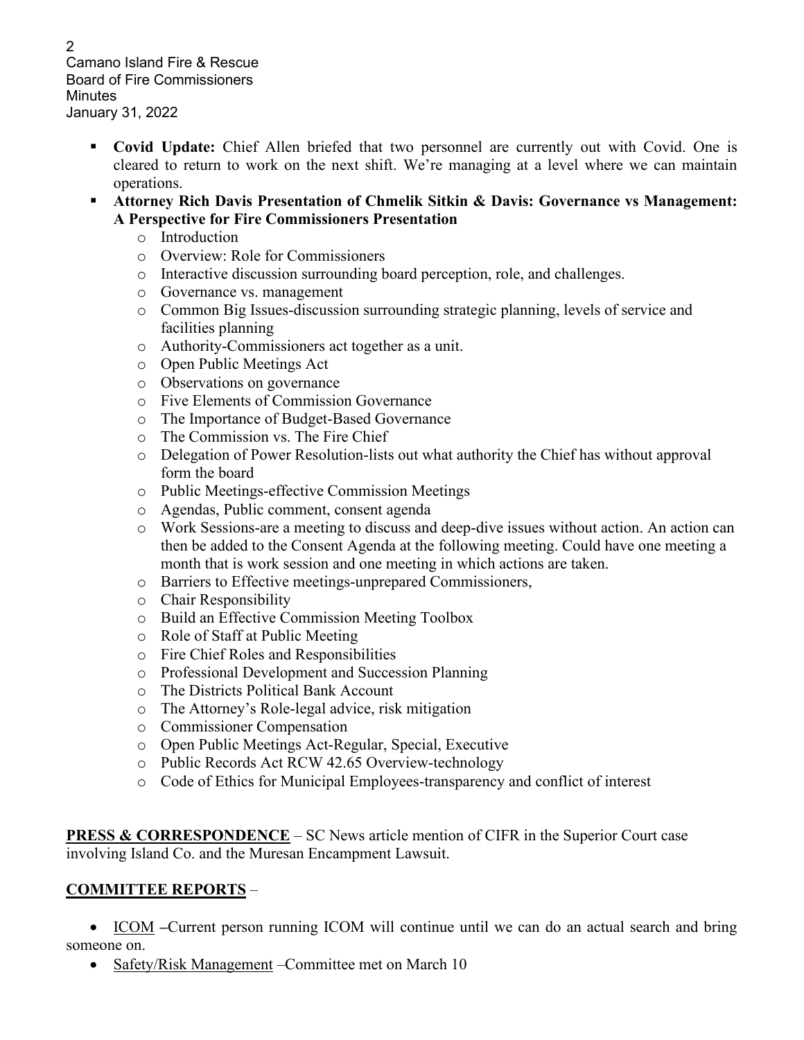- **Covid Update:** Chief Allen briefed that two personnel are currently out with Covid. One is cleared to return to work on the next shift. We're managing at a level where we can maintain operations.
- **Attorney Rich Davis Presentation of Chmelik Sitkin & Davis: Governance vs Management: A Perspective for Fire Commissioners Presentation**
  - Introduction
  - Overview: Role for Commissioners
  - Interactive discussion surrounding board perception, role, and challenges.
  - Governance vs. management
  - Common Big Issues-discussion surrounding strategic planning, levels of service and facilities planning
  - Authority-Commissioners act together as a unit.
  - Open Public Meetings Act
  - Observations on governance
  - Five Elements of Commission Governance
  - The Importance of Budget-Based Governance
  - The Commission vs. The Fire Chief
  - Delegation of Power Resolution-lists out what authority the Chief has without approval form the board
  - Public Meetings-effective Commission Meetings
  - Agendas, Public comment, consent agenda
  - Work Sessions-are a meeting to discuss and deep-dive issues without action. An action can then be added to the Consent Agenda at the following meeting. Could have one meeting a month that is work session and one meeting in which actions are taken.
  - Barriers to Effective meetings-unprepared Commissioners,
  - Chair Responsibility
  - Build an Effective Commission Meeting Toolbox
  - Role of Staff at Public Meeting
  - Fire Chief Roles and Responsibilities
  - Professional Development and Succession Planning
  - The Districts Political Bank Account
  - The Attorney's Role-legal advice, risk mitigation
  - Commissioner Compensation
  - Open Public Meetings Act-Regular, Special, Executive
  - Public Records Act RCW 42.65 Overview-technology
  - Code of Ethics for Municipal Employees-transparency and conflict of interest

**PRESS & CORRESPONDENCE** – SC News article mention of CIFR in the Superior Court case involving Island Co. and the Muresan Encampment Lawsuit.

## **COMMITTEE REPORTS** –

- ICOM **–**Current person running ICOM will continue until we can do an actual search and bring someone on.
- Safety/Risk Management –Committee met on March 10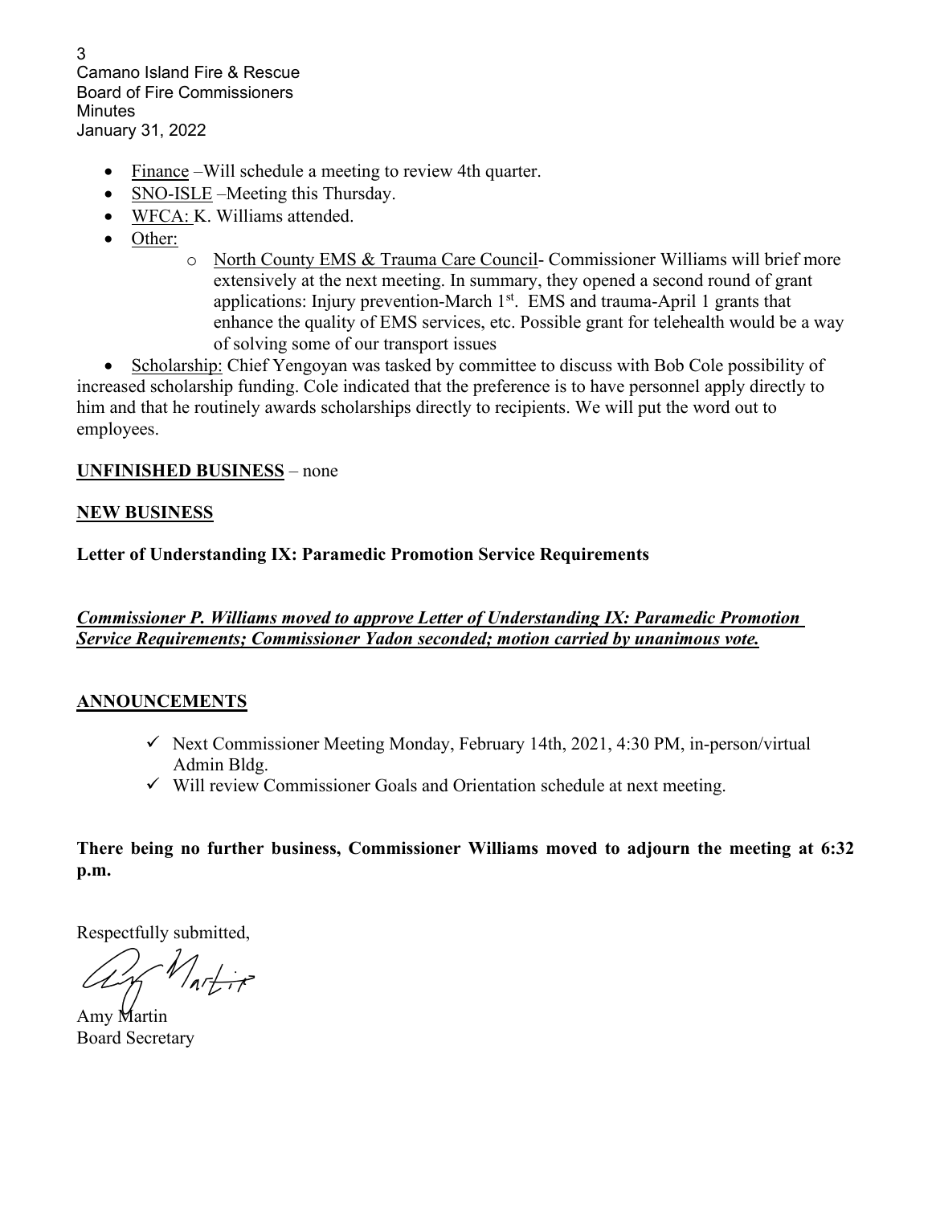- Finance –Will schedule a meeting to review 4th quarter.
- SNO-ISLE –Meeting this Thursday.
- WFCA: K. Williams attended.
- Other:
  - North County EMS & Trauma Care Council- Commissioner Williams will brief more extensively at the next meeting. In summary, they opened a second round of grant applications: Injury prevention-March 1st. EMS and trauma-April 1 grants that enhance the quality of EMS services, etc. Possible grant for telehealth would be a way of solving some of our transport issues
- Scholarship: Chief Yengoyan was tasked by committee to discuss with Bob Cole possibility of increased scholarship funding. Cole indicated that the preference is to have personnel apply directly to him and that he routinely awards scholarships directly to recipients. We will put the word out to employees.

**UNFINISHED BUSINESS** – none

**NEW BUSINESS**

**Letter of Understanding IX: Paramedic Promotion Service Requirements**

***Commissioner P. Williams moved to approve Letter of Understanding IX: Paramedic Promotion Service Requirements; Commissioner Yadon seconded; motion carried by unanimous vote.***

**ANNOUNCEMENTS**

- ✓ Next Commissioner Meeting Monday, February 14th, 2021, 4:30 PM, in-person/virtual Admin Bldg.
- ✓ Will review Commissioner Goals and Orientation schedule at next meeting.

**There being no further business, Commissioner Williams moved to adjourn the meeting at 6:32 p.m.**

Respectfully submitted,

Amy Martin
Board Secretary